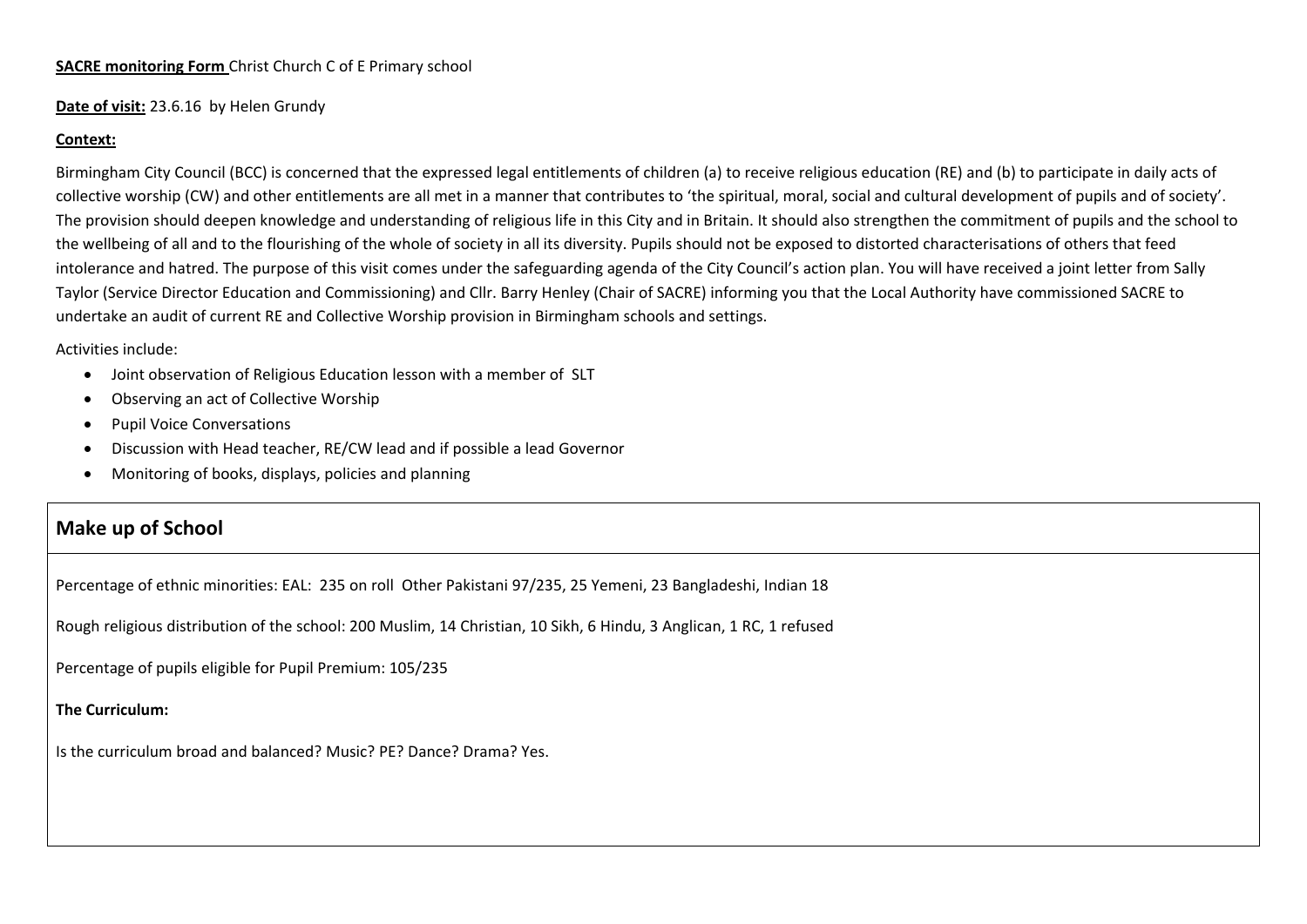**SACRE monitoring Form** Christ Church C of E Primary school

**Date of visit:** 23.6.16 by Helen Grundy

**Context:**

Birmingham City Council (BCC) is concerned that the expressed legal entitlements of children (a) to receive religious education (RE) and (b) to participate in daily acts of collective worship (CW) and other entitlements are all met in a manner that contributes to 'the spiritual, moral, social and cultural development of pupils and of society'. The provision should deepen knowledge and understanding of religious life in this City and in Britain. It should also strengthen the commitment of pupils and the school to the wellbeing of all and to the flourishing of the whole of society in all its diversity. Pupils should not be exposed to distorted characterisations of others that feed intolerance and hatred. The purpose of this visit comes under the safeguarding agenda of the City Council's action plan. You will have received a joint letter from Sally Taylor (Service Director Education and Commissioning) and Cllr. Barry Henley (Chair of SACRE) informing you that the Local Authority have commissioned SACRE to undertake an audit of current RE and Collective Worship provision in Birmingham schools and settings.

Activities include:

- Joint observation of Religious Education lesson with a member of SLT
- Observing an act of Collective Worship
- Pupil Voice Conversations
- Discussion with Head teacher, RE/CW lead and if possible a lead Governor
- Monitoring of books, displays, policies and planning

## Make up of School

Percentage of ethnic minorities: EAL: 235 on roll Other Pakistani 97/235, 25 Yemeni, 23 Bangladeshi, Indian 18

Rough religious distribution of the school: 200 Muslim, 14 Christian, 10 Sikh, 6 Hindu, 3 Anglican, 1 RC, 1 refused

Percentage of pupils eligible for Pupil Premium: 105/235

**The Curriculum:**

Is the curriculum broad and balanced? Music? PE? Dance? Drama? Yes.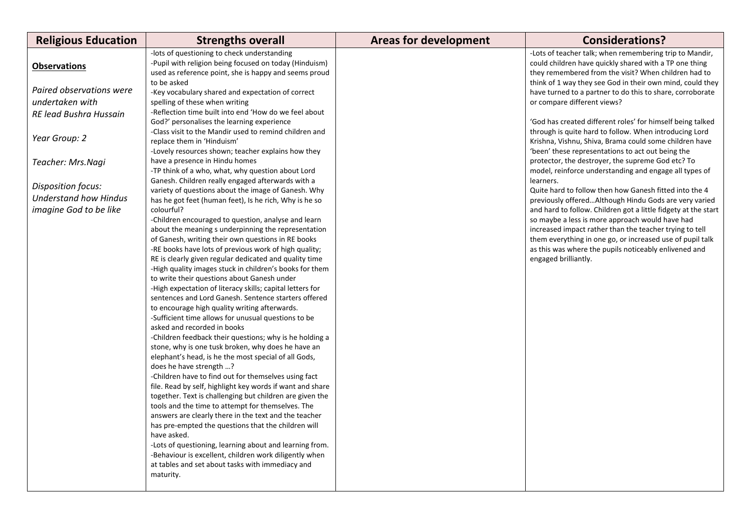| Religious Education | Strengths overall | Areas for development | Considerations? |
|---|---|---|---|
| **Observations**<br><br>*Paired observations were undertaken with RE lead Bushra Hussain*<br><br>*Year Group: 2*<br><br>*Teacher: Mrs.Nagi*<br><br>*Disposition focus: Understand how Hindus imagine God to be like* | -lots of questioning to check understanding<br>-Pupil with religion being focused on today (Hinduism) used as reference point, she is happy and seems proud to be asked<br>-Key vocabulary shared and expectation of correct spelling of these when writing<br>-Reflection time built into end 'How do we feel about God?' personalises the learning experience<br>-Class visit to the Mandir used to remind children and replace them in 'Hinduism'<br>-Lovely resources shown; teacher explains how they have a presence in Hindu homes<br>-TP think of a who, what, why question about Lord Ganesh. Children really engaged afterwards with a variety of questions about the image of Ganesh. Why has he got feet (human feet), Is he rich, Why is he so colourful?<br>-Children encouraged to question, analyse and learn about the meaning s underpinning the representation of Ganesh, writing their own questions in RE books<br>-RE books have lots of previous work of high quality; RE is clearly given regular dedicated and quality time<br>-High quality images stuck in children's books for them to write their questions about Ganesh under<br>-High expectation of literacy skills; capital letters for sentences and Lord Ganesh. Sentence starters offered to encourage high quality writing afterwards.<br>-Sufficient time allows for unusual questions to be asked and recorded in books<br>-Children feedback their questions; why is he holding a stone, why is one tusk broken, why does he have an elephant's head, is he the most special of all Gods, does he have strength …?<br>-Children have to find out for themselves using fact file. Read by self, highlight key words if want and share together. Text is challenging but children are given the tools and the time to attempt for themselves. The answers are clearly there in the text and the teacher has pre-empted the questions that the children will have asked.<br>-Lots of questioning, learning about and learning from.<br>-Behaviour is excellent, children work diligently when at tables and set about tasks with immediacy and maturity. | | -Lots of teacher talk; when remembering trip to Mandir, could children have quickly shared with a TP one thing they remembered from the visit? When children had to think of 1 way they see God in their own mind, could they have turned to a partner to do this to share, corroborate or compare different views?<br><br>'God has created different roles' for himself being talked through is quite hard to follow. When introducing Lord Krishna, Vishnu, Shiva, Brama could some children have 'been' these representations to act out being the protector, the destroyer, the supreme God etc? To model, reinforce understanding and engage all types of learners.<br>Quite hard to follow then how Ganesh fitted into the 4 previously offered…Although Hindu Gods are very varied and hard to follow. Children got a little fidgety at the start so maybe a less is more approach would have had increased impact rather than the teacher trying to tell them everything in one go, or increased use of pupil talk as this was where the pupils noticeably enlivened and engaged brilliantly. |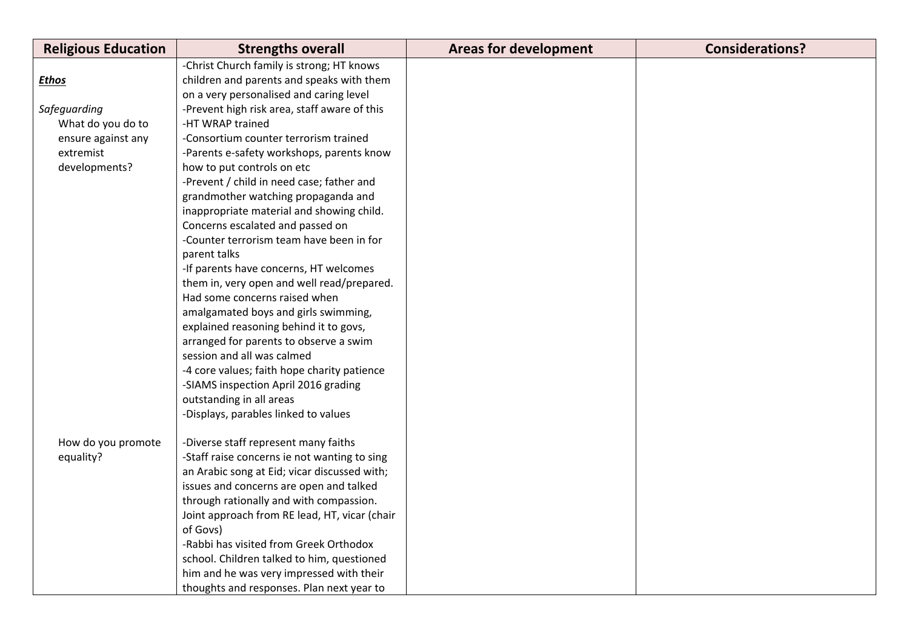| Religious Education | Strengths overall | Areas for development | Considerations? |
|---|---|---|---|
| <u>***Ethos***</u><br><br>*Safeguarding*<br>What do you do to ensure against any extremist developments? | -Christ Church family is strong; HT knows children and parents and speaks with them on a very personalised and caring level<br>-Prevent high risk area, staff aware of this<br>-HT WRAP trained<br>-Consortium counter terrorism trained<br>-Parents e-safety workshops, parents know how to put controls on etc<br>-Prevent / child in need case; father and grandmother watching propaganda and inappropriate material and showing child. Concerns escalated and passed on<br>-Counter terrorism team have been in for parent talks<br>-If parents have concerns, HT welcomes them in, very open and well read/prepared. Had some concerns raised when amalgamated boys and girls swimming, explained reasoning behind it to govs, arranged for parents to observe a swim session and all was calmed<br>-4 core values; faith hope charity patience<br>-SIAMS inspection April 2016 grading outstanding in all areas<br>-Displays, parables linked to values | | |
| How do you promote equality? | -Diverse staff represent many faiths<br>-Staff raise concerns ie not wanting to sing an Arabic song at Eid; vicar discussed with; issues and concerns are open and talked through rationally and with compassion. Joint approach from RE lead, HT, vicar (chair of Govs)<br>-Rabbi has visited from Greek Orthodox school. Children talked to him, questioned him and he was very impressed with their thoughts and responses. Plan next year to | | |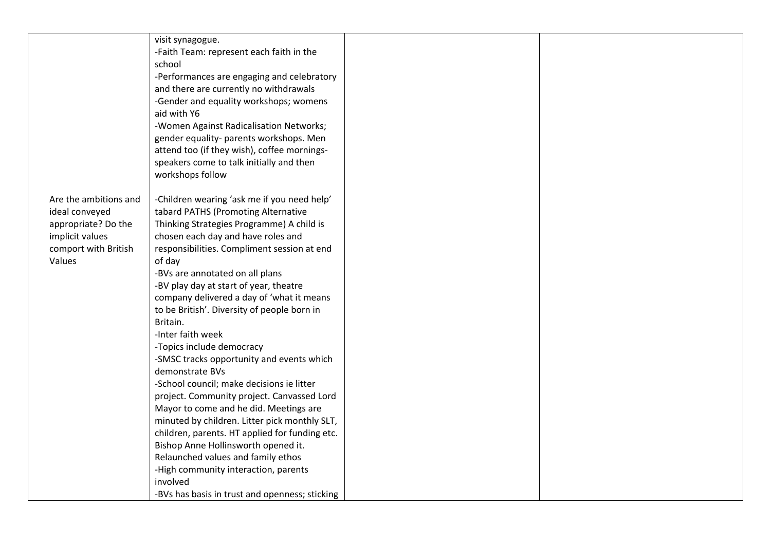| | | | |
|---|---|---|---|
| | visit synagogue.<br>-Faith Team: represent each faith in the school<br>-Performances are engaging and celebratory and there are currently no withdrawals<br>-Gender and equality workshops; womens aid with Y6<br>-Women Against Radicalisation Networks; gender equality- parents workshops. Men attend too (if they wish), coffee mornings- speakers come to talk initially and then workshops follow | | |
| Are the ambitions and ideal conveyed appropriate? Do the implicit values comport with British Values | -Children wearing 'ask me if you need help' tabard PATHS (Promoting Alternative Thinking Strategies Programme) A child is chosen each day and have roles and responsibilities. Compliment session at end of day<br>-BVs are annotated on all plans<br>-BV play day at start of year, theatre company delivered a day of 'what it means to be British'. Diversity of people born in Britain.<br>-Inter faith week<br>-Topics include democracy<br>-SMSC tracks opportunity and events which demonstrate BVs<br>-School council; make decisions ie litter project. Community project. Canvassed Lord Mayor to come and he did. Meetings are minuted by children. Litter pick monthly SLT, children, parents. HT applied for funding etc. Bishop Anne Hollinsworth opened it. Relaunched values and family ethos<br>-High community interaction, parents involved<br>-BVs has basis in trust and openness; sticking | | |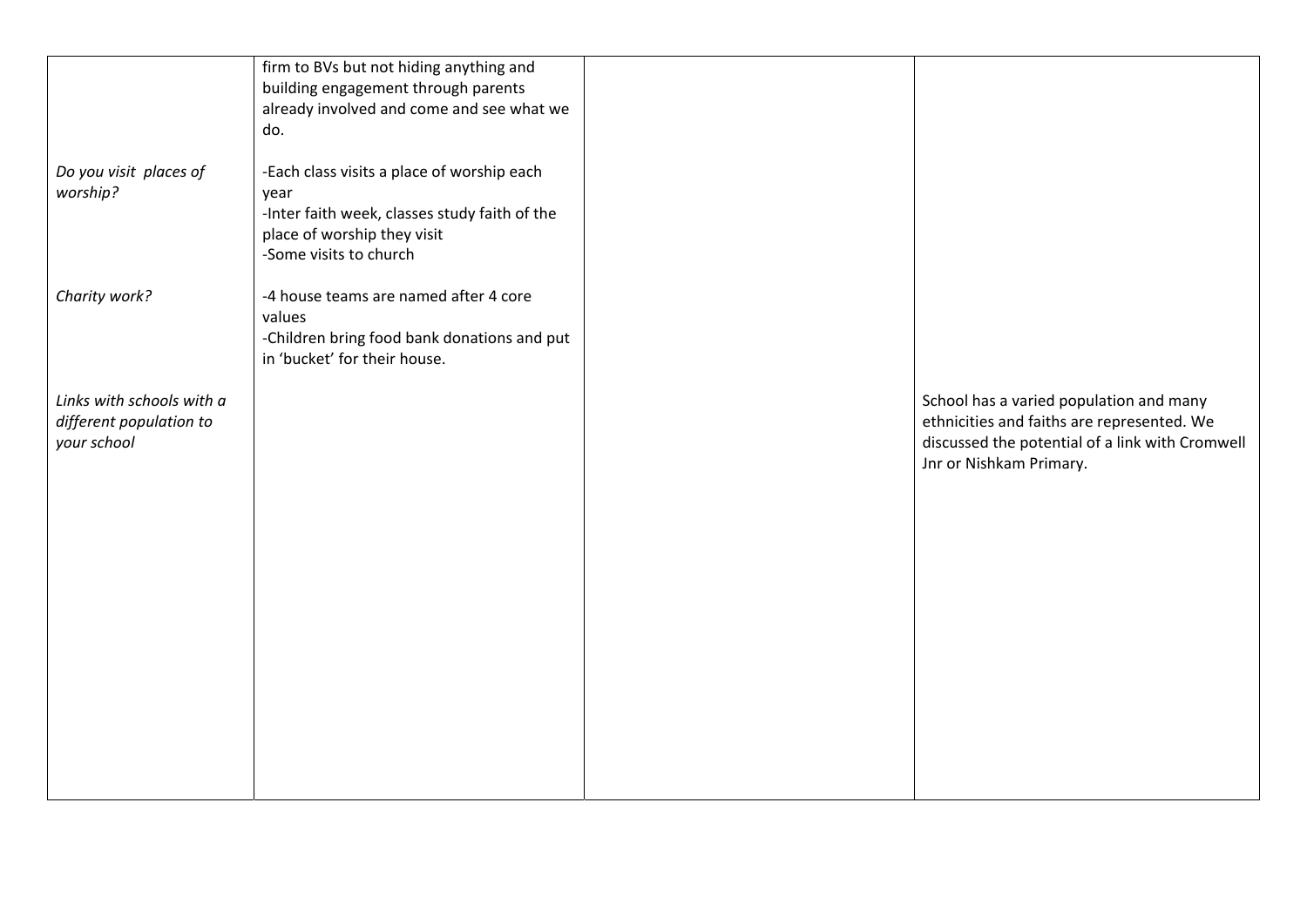| | | | |
|---|---|---|---|
| | firm to BVs but not hiding anything and building engagement through parents already involved and come and see what we do. | | |
| *Do you visit places of worship?* | -Each class visits a place of worship each year<br>-Inter faith week, classes study faith of the place of worship they visit<br>-Some visits to church | | |
| *Charity work?* | -4 house teams are named after 4 core values<br>-Children bring food bank donations and put in 'bucket' for their house. | | |
| *Links with schools with a different population to your school* | | | School has a varied population and many ethnicities and faiths are represented. We discussed the potential of a link with Cromwell Jnr or Nishkam Primary. |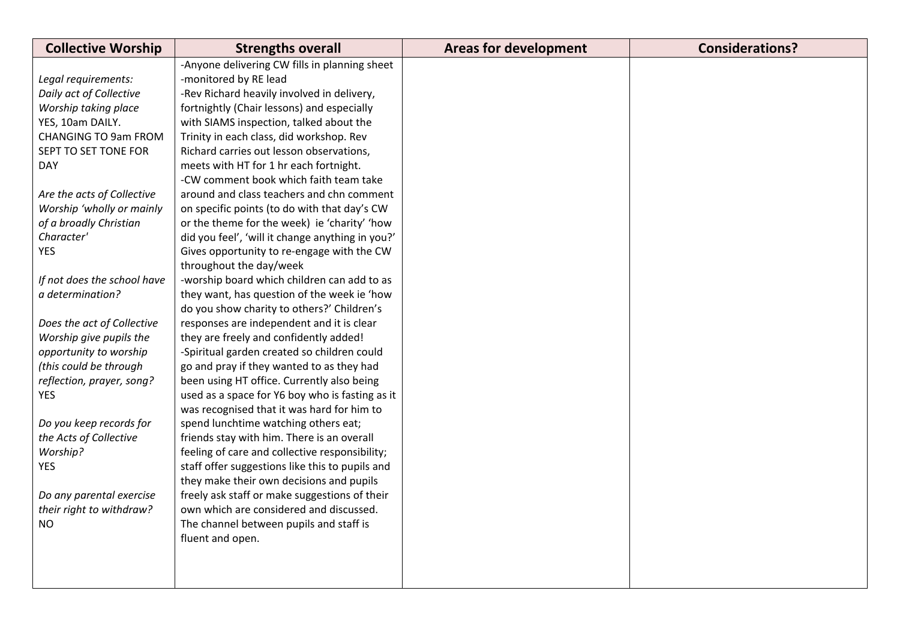| Collective Worship | Strengths overall | Areas for development | Considerations? |
| --- | --- | --- | --- |
| *Legal requirements:*<br>*Daily act of Collective Worship taking place*<br>YES, 10am DAILY. CHANGING TO 9am FROM SEPT TO SET TONE FOR DAY<br><br>*Are the acts of Collective Worship 'wholly or mainly of a broadly Christian Character'*<br>YES<br><br>*If not does the school have a determination?*<br><br>*Does the act of Collective Worship give pupils the opportunity to worship (this could be through reflection, prayer, song?*<br>YES<br><br>*Do you keep records for the Acts of Collective Worship?*<br>YES<br><br>*Do any parental exercise their right to withdraw?*<br>NO | -Anyone delivering CW fills in planning sheet<br>-monitored by RE lead<br>-Rev Richard heavily involved in delivery, fortnightly (Chair lessons) and especially with SIAMS inspection, talked about the Trinity in each class, did workshop. Rev Richard carries out lesson observations, meets with HT for 1 hr each fortnight.<br>-CW comment book which faith team take around and class teachers and chn comment on specific points (to do with that day's CW or the theme for the week) ie 'charity' 'how did you feel', 'will it change anything in you?' Gives opportunity to re-engage with the CW throughout the day/week<br>-worship board which children can add to as they want, has question of the week ie 'how do you show charity to others?' Children's responses are independent and it is clear they are freely and confidently added!<br>-Spiritual garden created so children could go and pray if they wanted to as they had been using HT office. Currently also being used as a space for Y6 boy who is fasting as it was recognised that it was hard for him to spend lunchtime watching others eat; friends stay with him. There is an overall feeling of care and collective responsibility; staff offer suggestions like this to pupils and they make their own decisions and pupils freely ask staff or make suggestions of their own which are considered and discussed. The channel between pupils and staff is fluent and open. | | |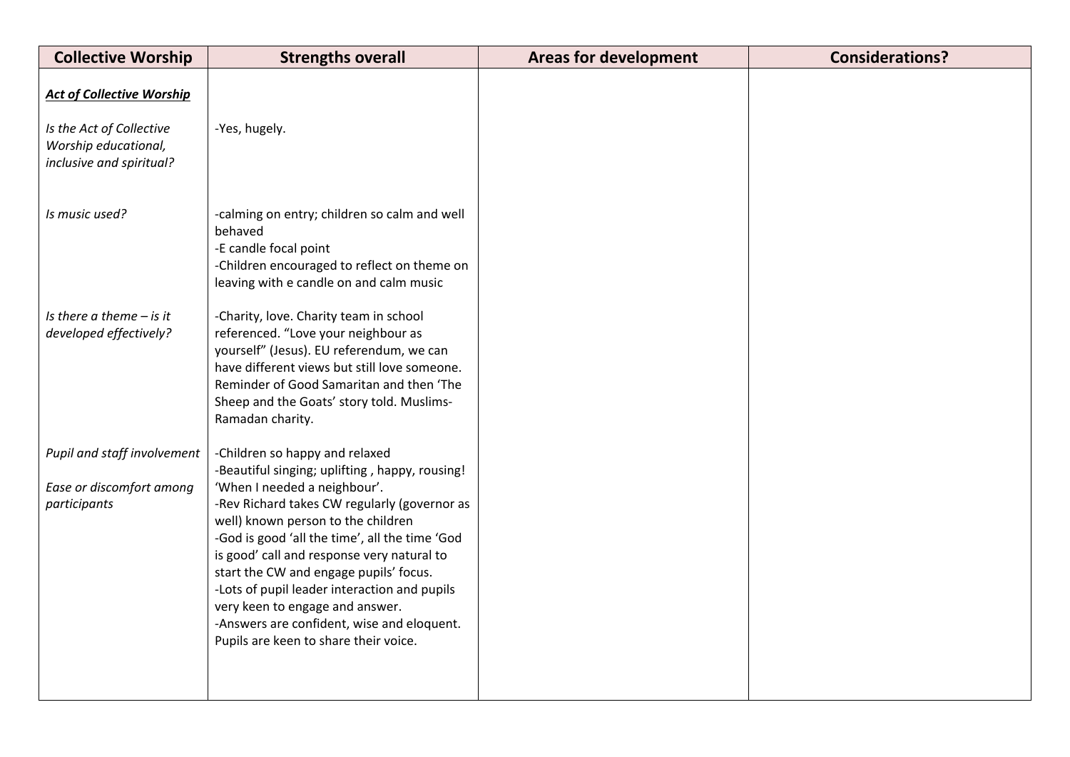| Collective Worship | Strengths overall | Areas for development | Considerations? |
|---|---|---|---|
| ***Act of Collective Worship*** | | | |
| *Is the Act of Collective Worship educational, inclusive and spiritual?* | -Yes, hugely. | | |
| *Is music used?* | -calming on entry; children so calm and well behaved<br>-E candle focal point<br>-Children encouraged to reflect on theme on leaving with e candle on and calm music | | |
| *Is there a theme – is it developed effectively?* | -Charity, love. Charity team in school referenced. "Love your neighbour as yourself" (Jesus). EU referendum, we can have different views but still love someone. Reminder of Good Samaritan and then 'The Sheep and the Goats' story told. Muslims-Ramadan charity. | | |
| *Pupil and staff involvement*<br><br>*Ease or discomfort among participants* | -Children so happy and relaxed<br>-Beautiful singing; uplifting , happy, rousing! 'When I needed a neighbour'.<br>-Rev Richard takes CW regularly (governor as well) known person to the children<br>-God is good 'all the time', all the time 'God is good' call and response very natural to start the CW and engage pupils' focus.<br>-Lots of pupil leader interaction and pupils very keen to engage and answer.<br>-Answers are confident, wise and eloquent. Pupils are keen to share their voice. | | |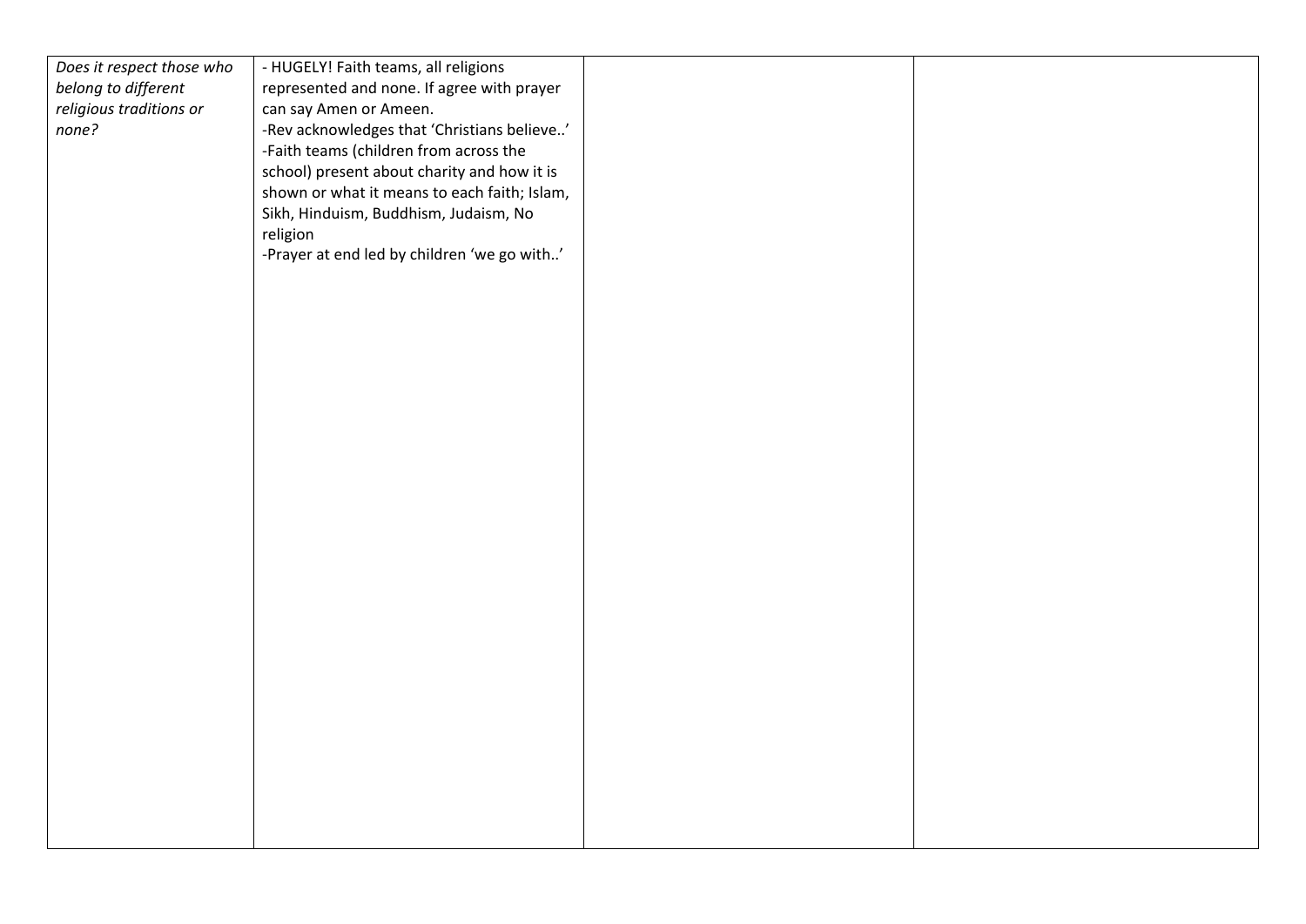| *Does it respect those who belong to different religious traditions or none?* | - HUGELY! Faith teams, all religions represented and none. If agree with prayer can say Amen or Ameen.<br>-Rev acknowledges that 'Christians believe..'<br>-Faith teams (children from across the school) present about charity and how it is shown or what it means to each faith; Islam, Sikh, Hinduism, Buddhism, Judaism, No religion<br>-Prayer at end led by children 'we go with..' | | |
|---|---|---|---|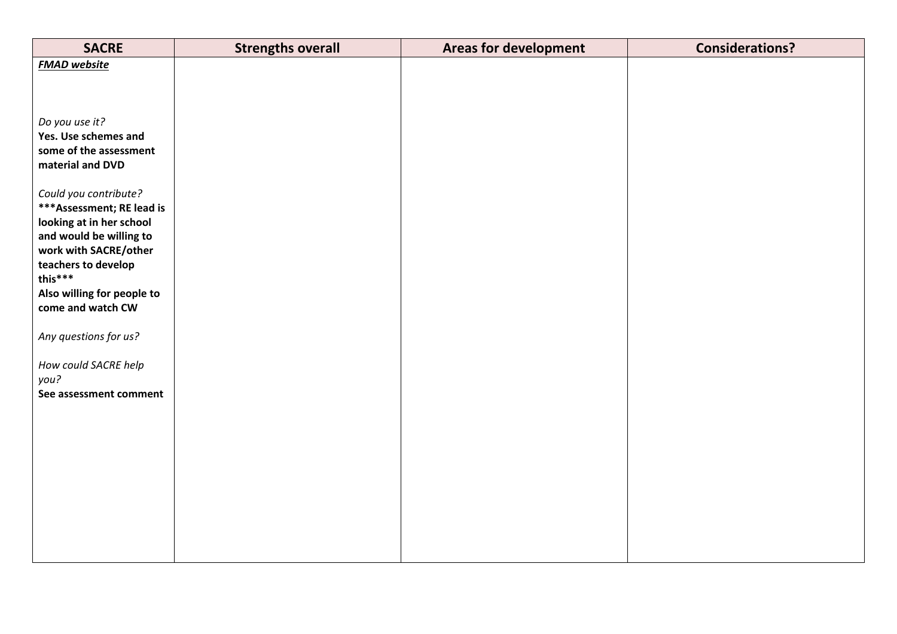| SACRE | Strengths overall | Areas for development | Considerations? |
|---|---|---|---|
| ***FMAD website***<br><br>*Do you use it?*<br>**Yes. Use schemes and some of the assessment material and DVD**<br><br>*Could you contribute?*<br>**\*\*\*Assessment; RE lead is looking at in her school and would be willing to work with SACRE/other teachers to develop this\*\*\***<br>**Also willing for people to come and watch CW**<br><br>*Any questions for us?*<br><br>*How could SACRE help you?*<br>**See assessment comment** | | | |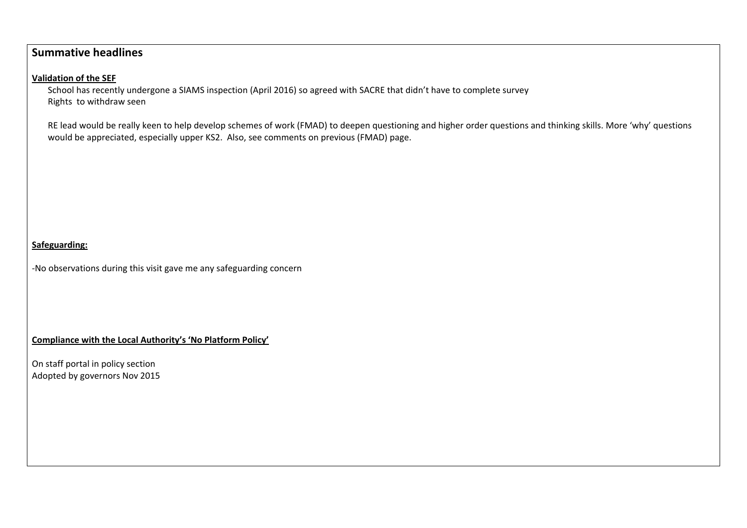## Summative headlines

**Validation of the SEF**

School has recently undergone a SIAMS inspection (April 2016) so agreed with SACRE that didn't have to complete survey
Rights to withdraw seen

RE lead would be really keen to help develop schemes of work (FMAD) to deepen questioning and higher order questions and thinking skills. More 'why' questions would be appreciated, especially upper KS2. Also, see comments on previous (FMAD) page.

**Safeguarding:**

-No observations during this visit gave me any safeguarding concern

**Compliance with the Local Authority's 'No Platform Policy'**

On staff portal in policy section
Adopted by governors Nov 2015